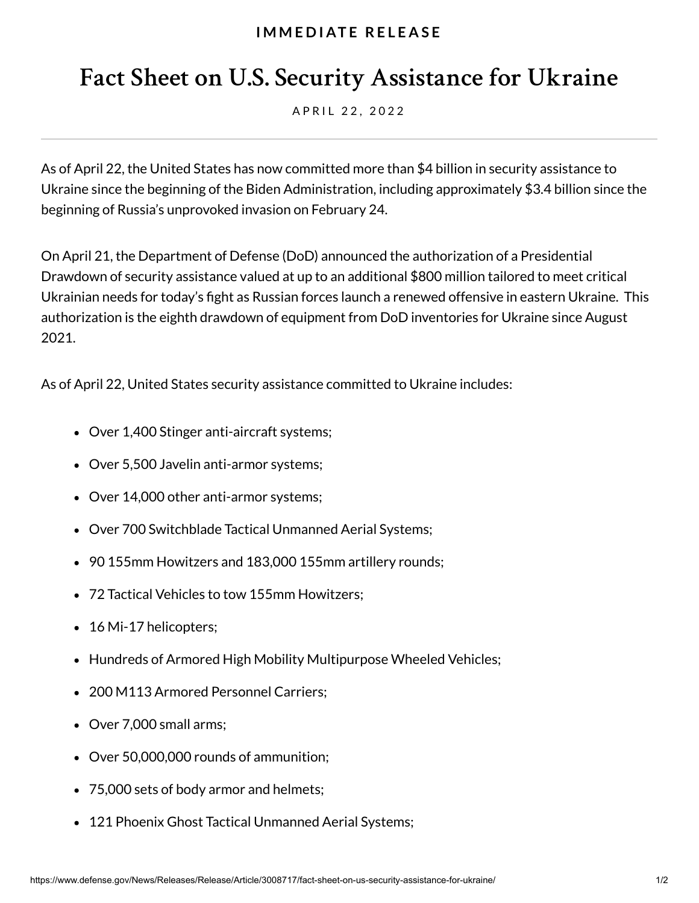IMMEDIATE RELEASE

# Fact Sheet on U.S. Security Assistance for Ukraine

APRIL 22, 2022

As of April 22, the United States has now committed more than $4 billion in security assistance to Ukraine since the beginning of the Biden Administration, including approximately $3.4 billion since the beginning of Russia's unprovoked invasion on February 24.

On April 21, the Department of Defense (DoD) announced the authorization of a Presidential Drawdown of security assistance valued at up to an additional $800 million tailored to meet critical Ukrainian needs for today's fight as Russian forces launch a renewed offensive in eastern Ukraine. This authorization is the eighth drawdown of equipment from DoD inventories for Ukraine since August 2021.

As of April 22, United States security assistance committed to Ukraine includes:

- Over 1,400 Stinger anti-aircraft systems;
- Over 5,500 Javelin anti-armor systems;
- Over 14,000 other anti-armor systems;
- Over 700 Switchblade Tactical Unmanned Aerial Systems;
- 90 155mm Howitzers and 183,000 155mm artillery rounds;
- 72 Tactical Vehicles to tow 155mm Howitzers;
- 16 Mi-17 helicopters;
- Hundreds of Armored High Mobility Multipurpose Wheeled Vehicles;
- 200 M113 Armored Personnel Carriers;
- Over 7,000 small arms;
- Over 50,000,000 rounds of ammunition;
- 75,000 sets of body armor and helmets;
- 121 Phoenix Ghost Tactical Unmanned Aerial Systems;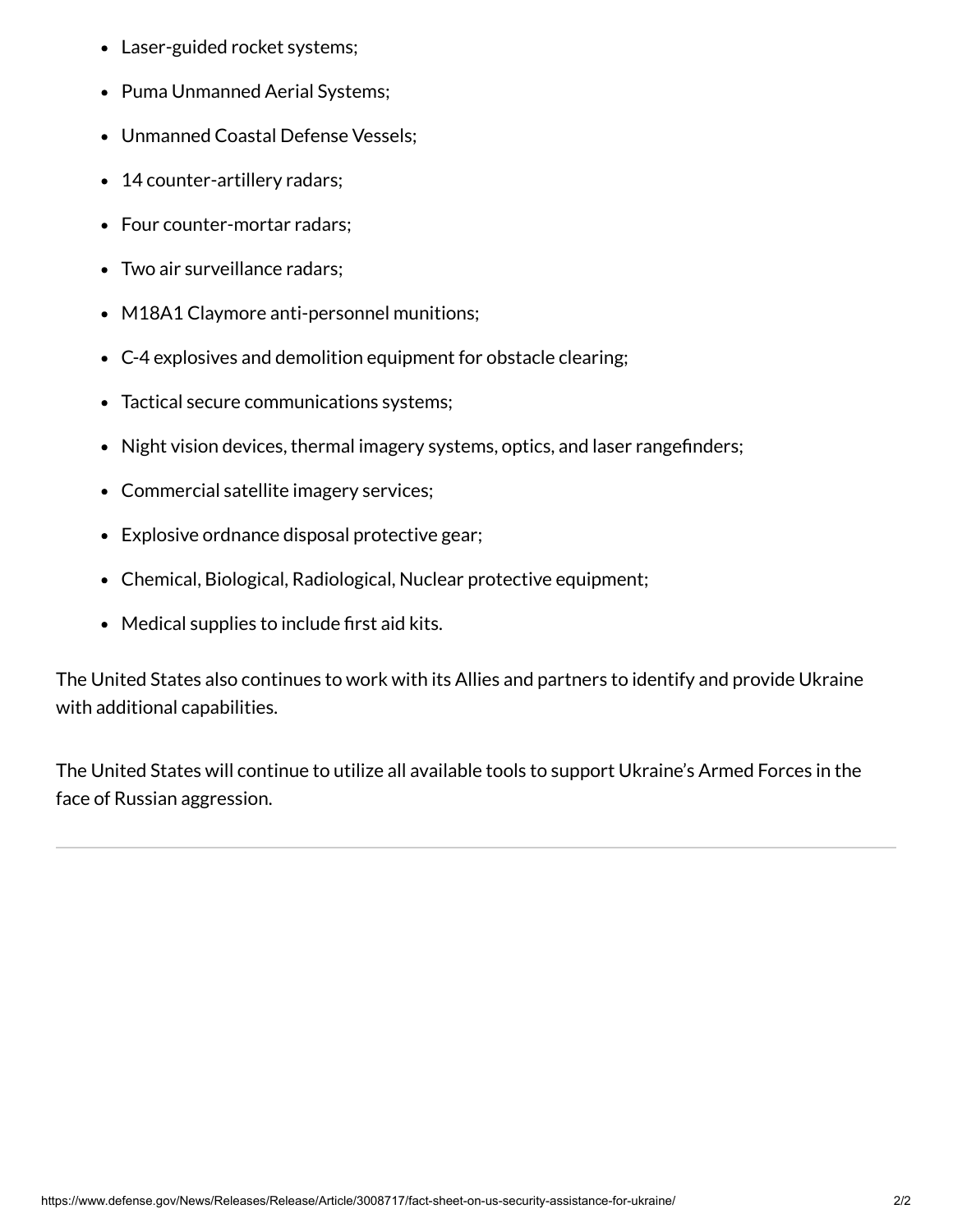- Laser-guided rocket systems;
- Puma Unmanned Aerial Systems;
- Unmanned Coastal Defense Vessels;
- 14 counter-artillery radars;
- Four counter-mortar radars;
- Two air surveillance radars;
- M18A1 Claymore anti-personnel munitions;
- C-4 explosives and demolition equipment for obstacle clearing;
- Tactical secure communications systems;
- Night vision devices, thermal imagery systems, optics, and laser rangefinders;
- Commercial satellite imagery services;
- Explosive ordnance disposal protective gear;
- Chemical, Biological, Radiological, Nuclear protective equipment;
- Medical supplies to include first aid kits.

The United States also continues to work with its Allies and partners to identify and provide Ukraine with additional capabilities.

The United States will continue to utilize all available tools to support Ukraine's Armed Forces in the face of Russian aggression.